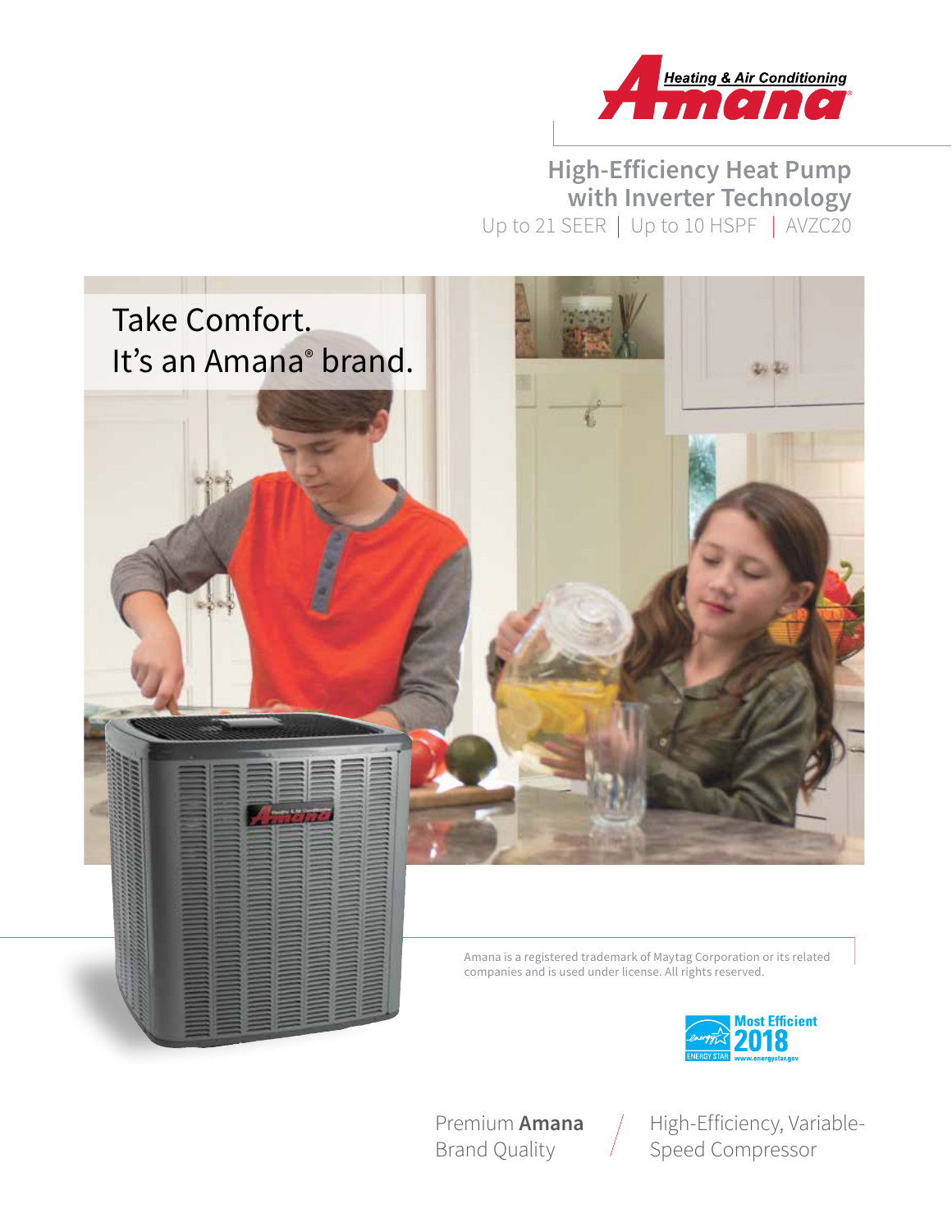Heating & Air Conditioning
Amana

# High-Efficiency Heat Pump with Inverter Technology

Up to 21 SEER | Up to 10 HSPF | AVZC20

Take Comfort.
It's an Amana® brand.

Amana is a registered trademark of Maytag Corporation or its related companies and is used under license. All rights reserved.

Most Efficient 2018 ENERGY STAR www.energystar.gov

Premium **Amana** Brand Quality

High-Efficiency, Variable-Speed Compressor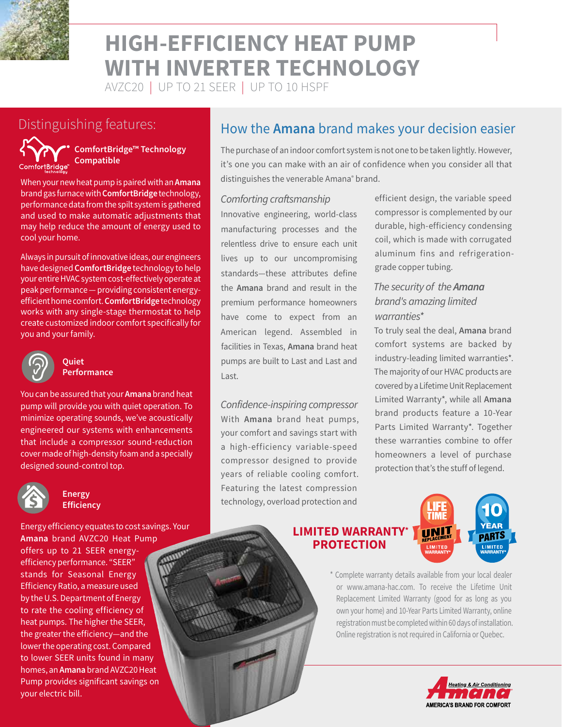# HIGH-EFFICIENCY HEAT PUMP WITH INVERTER TECHNOLOGY

AVZC20 | UP TO 21 SEER | UP TO 10 HSPF

## Distinguishing features:

### ComfortBridge™ Technology Compatible

When your new heat pump is paired with an **Amana** brand gas furnace with **ComfortBridge** technology, performance data from the spilt system is gathered and used to make automatic adjustments that may help reduce the amount of energy used to cool your home.

Always in pursuit of innovative ideas, our engineers have designed **ComfortBridge** technology to help your entire HVAC system cost-effectively operate at peak performance — providing consistent energy-efficient home comfort. **ComfortBridge** technology works with any single-stage thermostat to help create customized indoor comfort specifically for you and your family.

### Quiet Performance

You can be assured that your **Amana** brand heat pump will provide you with quiet operation. To minimize operating sounds, we've acoustically engineered our systems with enhancements that include a compressor sound-reduction cover made of high-density foam and a specially designed sound-control top.

### Energy Efficiency

Energy efficiency equates to cost savings. Your **Amana** brand AVZC20 Heat Pump offers up to 21 SEER energy-efficiency performance. "SEER" stands for Seasonal Energy Efficiency Ratio, a measure used by the U.S. Department of Energy to rate the cooling efficiency of heat pumps. The higher the SEER, the greater the efficiency—and the lower the operating cost. Compared to lower SEER units found in many homes, an **Amana** brand AVZC20 Heat Pump provides significant savings on your electric bill.

## How the **Amana** brand makes your decision easier

The purchase of an indoor comfort system is not one to be taken lightly. However, it's one you can make with an air of confidence when you consider all that distinguishes the venerable Amana® brand.

### *Comforting craftsmanship*

Innovative engineering, world-class manufacturing processes and the relentless drive to ensure each unit lives up to our uncompromising standards—these attributes define the **Amana** brand and result in the premium performance homeowners have come to expect from an American legend. Assembled in facilities in Texas, **Amana** brand heat pumps are built to Last and Last and Last.

### *Confidence-inspiring compressor*

With **Amana** brand heat pumps, your comfort and savings start with a high-efficiency variable-speed compressor designed to provide years of reliable cooling comfort. Featuring the latest compression technology, overload protection and efficient design, the variable speed compressor is complemented by our durable, high-efficiency condensing coil, which is made with corrugated aluminum fins and refrigeration-grade copper tubing.

### *The security of the Amana brand's amazing limited warranties**

To truly seal the deal, **Amana** brand comfort systems are backed by industry-leading limited warranties*. The majority of our HVAC products are covered by a Lifetime Unit Replacement Limited Warranty*, while all **Amana** brand products feature a 10-Year Parts Limited Warranty*. Together these warranties combine to offer homeowners a level of purchase protection that's the stuff of legend.

**LIMITED WARRANTY* PROTECTION**

LIFETIME UNIT REPLACEMENT LIMITED WARRANTY*

10 YEAR PARTS LIMITED WARRANTY*

* Complete warranty details available from your local dealer or www.amana-hac.com. To receive the Lifetime Unit Replacement Limited Warranty (good for as long as you own your home) and 10-Year Parts Limited Warranty, online registration must be completed within 60 days of installation. Online registration is not required in California or Quebec.

Amana Heating & Air Conditioning — AMERICA'S BRAND FOR COMFORT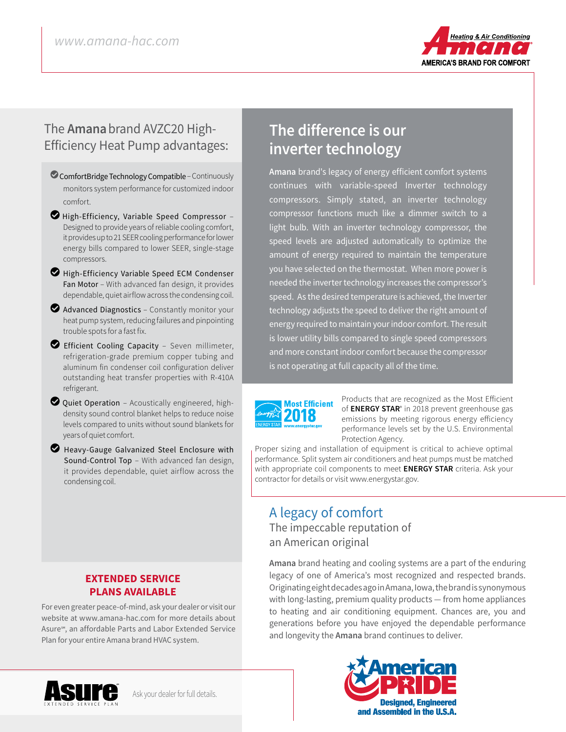## The **Amana** brand AVZC20 High-Efficiency Heat Pump advantages:

- **ComfortBridge Technology Compatible** – Continuously monitors system performance for customized indoor comfort.
- **High-Efficiency, Variable Speed Compressor** – Designed to provide years of reliable cooling comfort, it provides up to 21 SEER cooling performance for lower energy bills compared to lower SEER, single-stage compressors.
- **High-Efficiency Variable Speed ECM Condenser Fan Motor** – With advanced fan design, it provides dependable, quiet airflow across the condensing coil.
- **Advanced Diagnostics** – Constantly monitor your heat pump system, reducing failures and pinpointing trouble spots for a fast fix.
- **Efficient Cooling Capacity** – Seven millimeter, refrigeration-grade premium copper tubing and aluminum fin condenser coil configuration deliver outstanding heat transfer properties with R-410A refrigerant.
- **Quiet Operation** – Acoustically engineered, high-density sound control blanket helps to reduce noise levels compared to units without sound blankets for years of quiet comfort.
- **Heavy-Gauge Galvanized Steel Enclosure with Sound-Control Top** – With advanced fan design, it provides dependable, quiet airflow across the condensing coil.

### EXTENDED SERVICE PLANS AVAILABLE

For even greater peace-of-mind, ask your dealer or visit our website at www.amana-hac.com for more details about Asure℠, an affordable Parts and Labor Extended Service Plan for your entire Amana brand HVAC system.

Ask your dealer for full details.

## The difference is our inverter technology

**Amana** brand's legacy of energy efficient comfort systems continues with variable-speed Inverter technology compressors. Simply stated, an inverter technology compressor functions much like a dimmer switch to a light bulb. With an inverter technology compressor, the speed levels are adjusted automatically to optimize the amount of energy required to maintain the temperature you have selected on the thermostat. When more power is needed the inverter technology increases the compressor's speed. As the desired temperature is achieved, the Inverter technology adjusts the speed to deliver the right amount of energy required to maintain your indoor comfort. The result is lower utility bills compared to single speed compressors and more constant indoor comfort because the compressor is not operating at full capacity all of the time.

Products that are recognized as the Most Efficient of **ENERGY STAR**® in 2018 prevent greenhouse gas emissions by meeting rigorous energy efficiency performance levels set by the U.S. Environmental Protection Agency.

Proper sizing and installation of equipment is critical to achieve optimal performance. Split system air conditioners and heat pumps must be matched with appropriate coil components to meet **ENERGY STAR** criteria. Ask your contractor for details or visit www.energystar.gov.

## A legacy of comfort

### The impeccable reputation of an American original

**Amana** brand heating and cooling systems are a part of the enduring legacy of one of America's most recognized and respected brands. Originating eight decades ago in Amana, Iowa, the brand is synonymous with long-lasting, premium quality products — from home appliances to heating and air conditioning equipment. Chances are, you and generations before you have enjoyed the dependable performance and longevity the **Amana** brand continues to deliver.

American PRIDE – Designed, Engineered and Assembled in the U.S.A.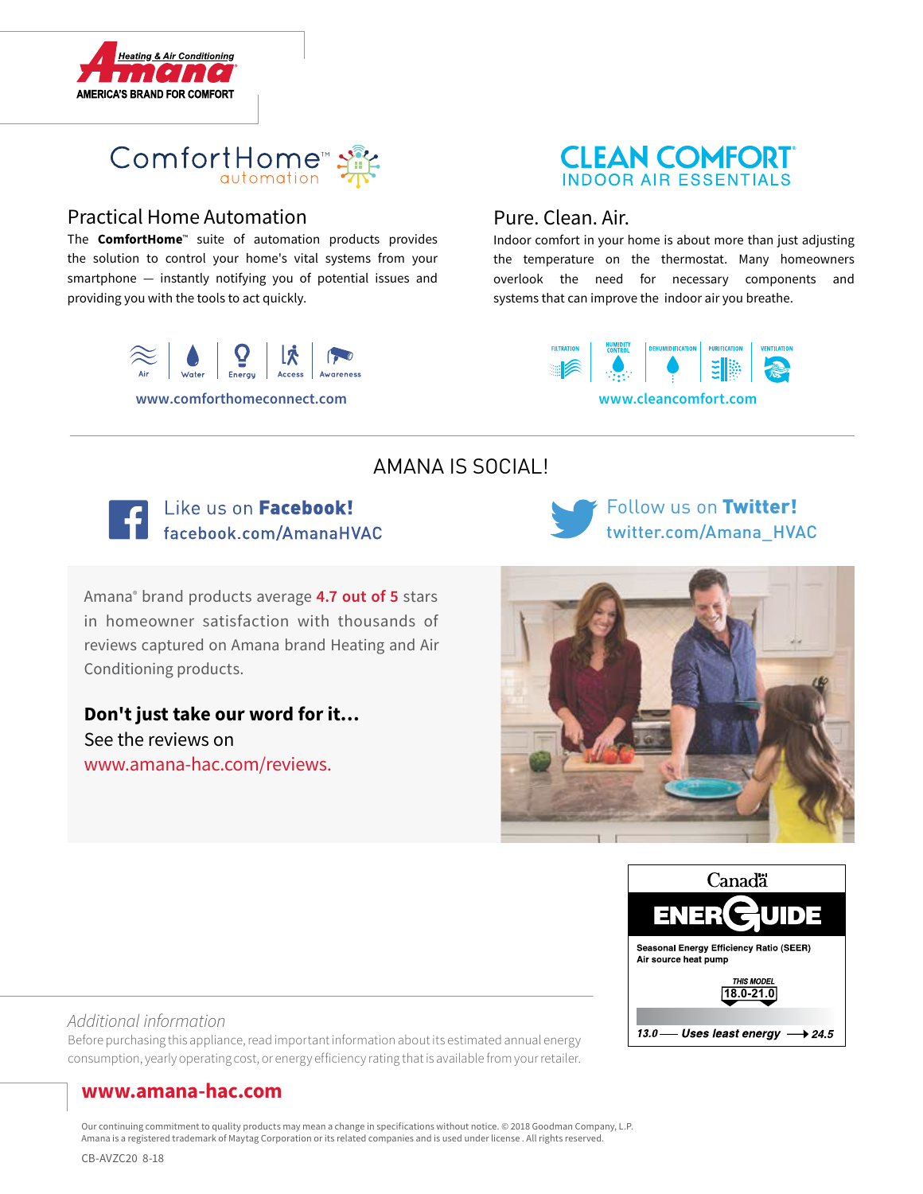Heating & Air Conditioning
Amana
AMERICA'S BRAND FOR COMFORT

ComfortHome™ automation

## Practical Home Automation

The **ComfortHome**™ suite of automation products provides the solution to control your home's vital systems from your smartphone — instantly notifying you of potential issues and providing you with the tools to act quickly.

Air | Water | Energy | Access | Awareness

www.comforthomeconnect.com

CLEAN COMFORT®
INDOOR AIR ESSENTIALS

## Pure. Clean. Air.

Indoor comfort in your home is about more than just adjusting the temperature on the thermostat. Many homeowners overlook the need for necessary components and systems that can improve the indoor air you breathe.

FILTRATION | HUMIDITY CONTROL | DEHUMIDIFICATION | PURIFICATION | VENTILATION

www.cleancomfort.com

## AMANA IS SOCIAL!

Like us on **Facebook!**
facebook.com/AmanaHVAC

Follow us on **Twitter!**
twitter.com/Amana_HVAC

Amana® brand products average **4.7 out of 5** stars in homeowner satisfaction with thousands of reviews captured on Amana brand Heating and Air Conditioning products.

**Don't just take our word for it…**
See the reviews on
www.amana-hac.com/reviews.

Canada
ENERGUIDE
Seasonal Energy Efficiency Ratio (SEER)
Air source heat pump
THIS MODEL
18.0-21.0
13.0 — Uses least energy → 24.5

*Additional information*

Before purchasing this appliance, read important information about its estimated annual energy consumption, yearly operating cost, or energy efficiency rating that is available from your retailer.

**www.amana-hac.com**

Our continuing commitment to quality products may mean a change in specifications without notice. © 2018 Goodman Company, L.P.
Amana is a registered trademark of Maytag Corporation or its related companies and is used under license . All rights reserved.

CB-AVZC20 8-18